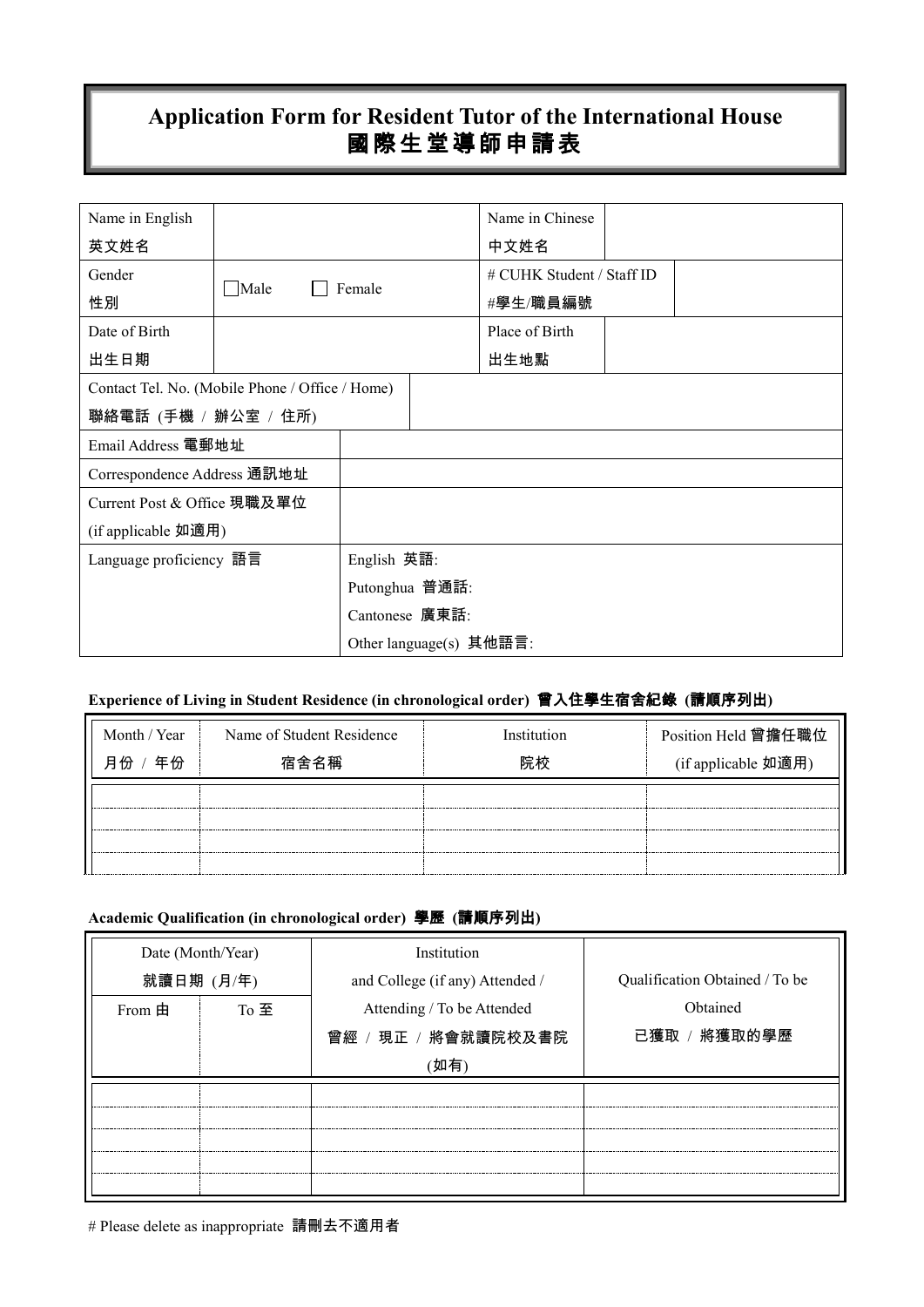# Application Form for Resident Tutor of the International House
# 國際生堂導師申請表

| Name in English<br>英文姓名 | | Name in Chinese<br>中文姓名 | |
|---|---|---|---|
| Gender<br>性別 | ☐Male ☐ Female | # CUHK Student / Staff ID<br>#學生/職員編號 | |
| Date of Birth<br>出生日期 | | Place of Birth<br>出生地點 | |
| Contact Tel. No. (Mobile Phone / Office / Home)<br>聯絡電話 (手機 / 辦公室 / 住所) | | | |
| Email Address 電郵地址 | | | |
| Correspondence Address 通訊地址 | | | |
| Current Post & Office 現職及單位<br>(if applicable 如適用) | | | |
| Language proficiency 語言 | English 英語:<br>Putonghua 普通話:<br>Cantonese 廣東話:<br>Other language(s) 其他語言: | | |

**Experience of Living in Student Residence (in chronological order) 曾入住學生宿舍紀錄 (請順序列出)**

| Month / Year<br>月份 / 年份 | Name of Student Residence<br>宿舍名稱 | Institution<br>院校 | Position Held 曾擔任職位<br>(if applicable 如適用) |
|---|---|---|---|
| | | | |
| | | | |
| | | | |
| | | | |

**Academic Qualification (in chronological order) 學歷 (請順序列出)**

| Date (Month/Year)<br>就讀日期 (月/年) | | Institution<br>and College (if any) Attended /<br>Attending / To be Attended<br>曾經 / 現正 / 將會就讀院校及書院<br>(如有) | Qualification Obtained / To be<br>Obtained<br>已獲取 / 將獲取的學歷 |
|---|---|---|---|
| From 由 | To 至 | | |
| | | | |
| | | | |
| | | | |
| | | | |
| | | | |

# Please delete as inappropriate 請刪去不適用者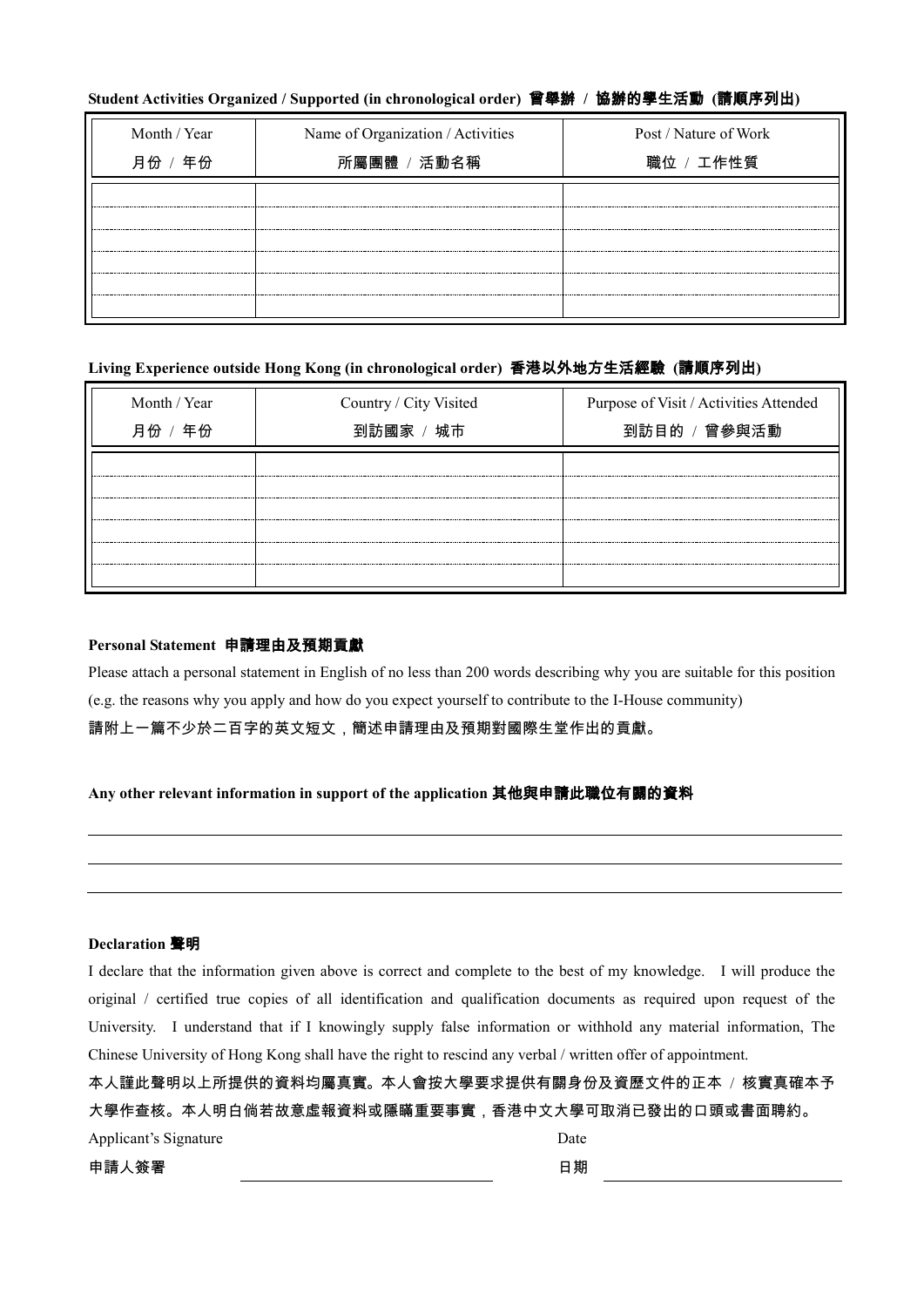**Student Activities Organized / Supported (in chronological order) 曾舉辦 / 協辦的學生活動 (請順序列出)**

| Month / Year 月份 / 年份 | Name of Organization / Activities 所屬團體 / 活動名稱 | Post / Nature of Work 職位 / 工作性質 |
|---|---|---|
| | | |
| | | |
| | | |
| | | |
| | | |
| | | |

**Living Experience outside Hong Kong (in chronological order) 香港以外地方生活經驗 (請順序列出)**

| Month / Year 月份 / 年份 | Country / City Visited 到訪國家 / 城市 | Purpose of Visit / Activities Attended 到訪目的 / 曾參與活動 |
|---|---|---|
| | | |
| | | |
| | | |
| | | |
| | | |
| | | |

**Personal Statement 申請理由及預期貢獻**

Please attach a personal statement in English of no less than 200 words describing why you are suitable for this position (e.g. the reasons why you apply and how do you expect yourself to contribute to the I-House community)

請附上一篇不少於二百字的英文短文，簡述申請理由及預期對國際生堂作出的貢獻。

**Any other relevant information in support of the application 其他與申請此職位有關的資料**

______________________________________________

______________________________________________

______________________________________________

**Declaration 聲明**

I declare that the information given above is correct and complete to the best of my knowledge. I will produce the original / certified true copies of all identification and qualification documents as required upon request of the University. I understand that if I knowingly supply false information or withhold any material information, The Chinese University of Hong Kong shall have the right to rescind any verbal / written offer of appointment.

本人謹此聲明以上所提供的資料均屬真實。本人會按大學要求提供有關身份及資歷文件的正本 / 核實真確本予大學作查核。本人明白倘若故意虛報資料或隱瞞重要事實，香港中文大學可取消已發出的口頭或書面聘約。

Applicant's Signature
申請人簽署 ______________________

Date
日期 ______________________